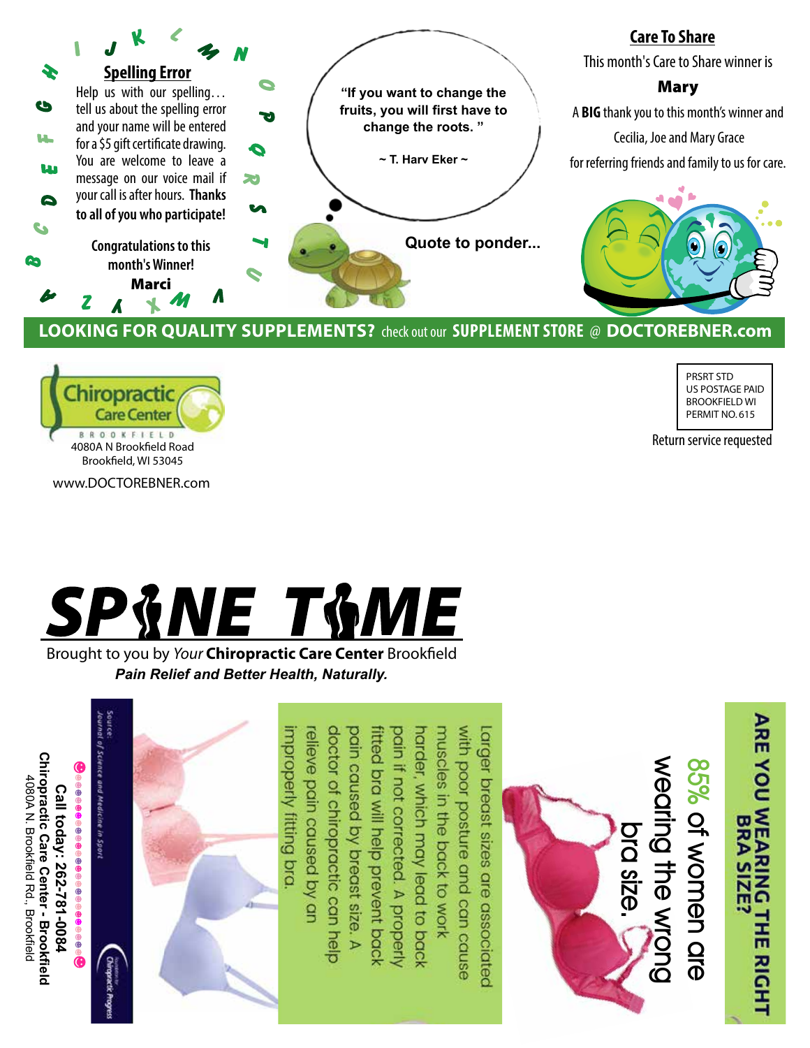## Spelling Error

Help us with our spelling… tell us about the spelling error and your name will be entered for a $5 gift certificate drawing. You are welcome to leave a message on our voice mail if your call is after hours. **Thanks to all of you who participate!**

**Congratulations to this month's Winner!**

**Marci**

> **"If you want to change the fruits, you will first have to change the roots."**
>
> **~ T. Harv Eker ~**

**Quote to ponder...**

## Care To Share

This month's Care to Share winner is

**Mary**

A **BIG** thank you to this month's winner and Cecilia, Joe and Mary Grace for referring friends and family to us for care.

**LOOKING FOR QUALITY SUPPLEMENTS?** check out our **SUPPLEMENT STORE @ DOCTOREBNER.com**

Chiropractic Care Center
BROOKFIELD
4080A N Brookfield Road
Brookfield, WI 53045

www.DOCTOREBNER.com

PRSRT STD
US POSTAGE PAID
BROOKFIELD WI
PERMIT NO. 615

Return service requested

# SPINE TIME

Brought to you by *Your* **Chiropractic Care Center** Brookfield

***Pain Relief and Better Health, Naturally.***

## ARE YOU WEARING THE RIGHT BRA SIZE?

85% of women are wearing the wrong bra size.

Larger breast sizes are associated with poor posture and can cause muscles in the back to work harder, which may lead to back pain if not corrected. A properly fitted bra will help prevent back pain caused by breast size. A doctor of chiropractic can help relieve pain caused by an improperly fitting bra.

Source: Journal of Science and Medicine in Sport

**Call today: 262-781-0084**
**Chiropractic Care Center - Brookfield**
4080A N. Brookfield Rd., Brookfield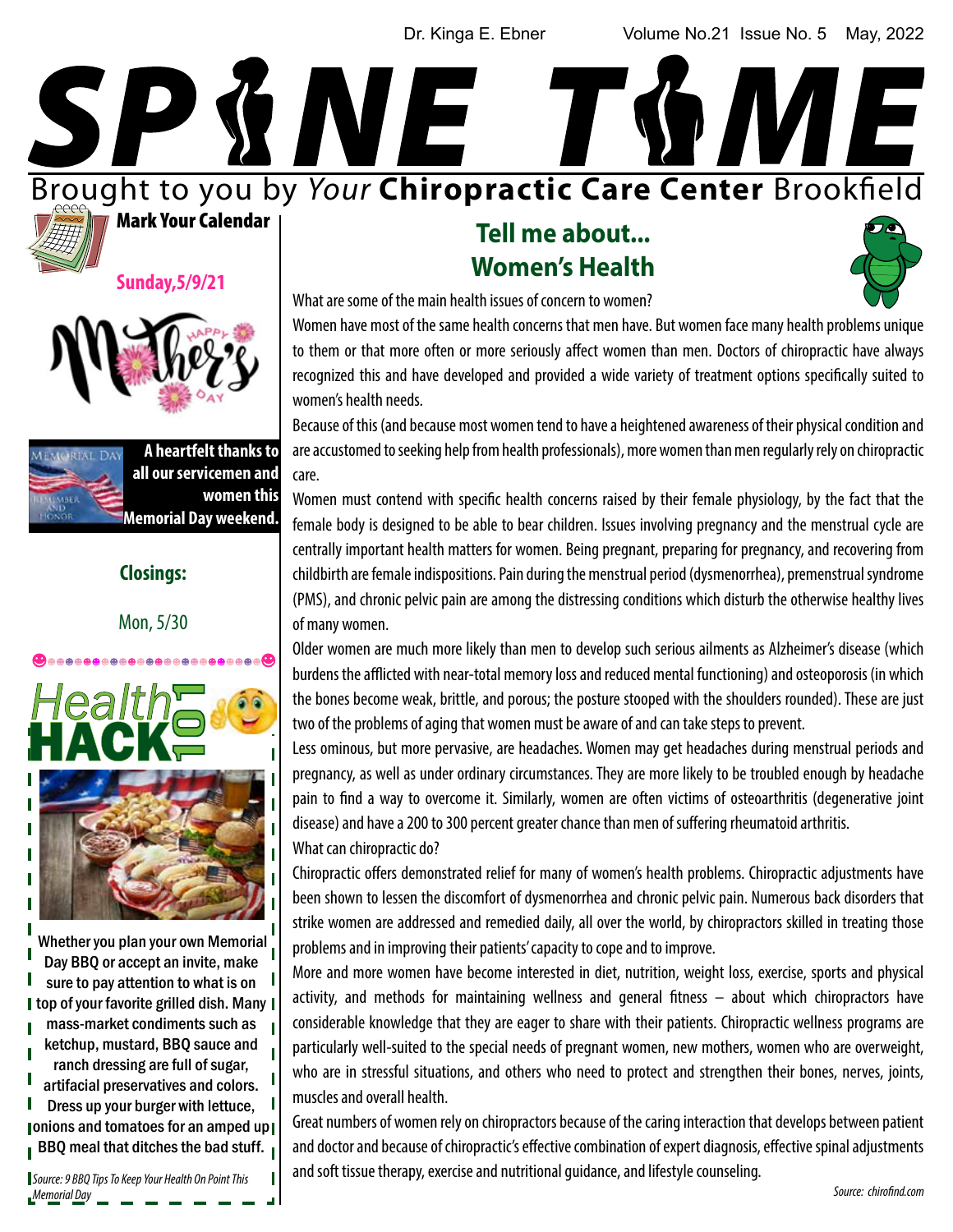Dr. Kinga E. Ebner Volume No.21 Issue No. 5 May, 2022

# SPINE TIME

Brought to you by *Your* **Chiropractic Care Center** Brookfield

## Mark Your Calendar

**Sunday,5/9/21**

Happy Mother's Day

**A heartfelt thanks to all our servicemen and women this Memorial Day weekend.**

## Closings:

Mon, 5/30

## Health HACK 101

**Whether you plan your own Memorial Day BBQ or accept an invite, make sure to pay attention to what is on top of your favorite grilled dish. Many mass-market condiments such as ketchup, mustard, BBQ sauce and ranch dressing are full of sugar, artifacial preservatives and colors. Dress up your burger with lettuce, onions and tomatoes for an amped up BBQ meal that ditches the bad stuff.**

*Source: 9 BBQ Tips To Keep Your Health On Point This Memorial Day*

## Tell me about... Women's Health

What are some of the main health issues of concern to women?

Women have most of the same health concerns that men have. But women face many health problems unique to them or that more often or more seriously affect women than men. Doctors of chiropractic have always recognized this and have developed and provided a wide variety of treatment options specifically suited to women's health needs.

Because of this (and because most women tend to have a heightened awareness of their physical condition and are accustomed to seeking help from health professionals), more women than men regularly rely on chiropractic care.

Women must contend with specific health concerns raised by their female physiology, by the fact that the female body is designed to be able to bear children. Issues involving pregnancy and the menstrual cycle are centrally important health matters for women. Being pregnant, preparing for pregnancy, and recovering from childbirth are female indispositions. Pain during the menstrual period (dysmenorrhea), premenstrual syndrome (PMS), and chronic pelvic pain are among the distressing conditions which disturb the otherwise healthy lives of many women.

Older women are much more likely than men to develop such serious ailments as Alzheimer's disease (which burdens the afflicted with near-total memory loss and reduced mental functioning) and osteoporosis (in which the bones become weak, brittle, and porous; the posture stooped with the shoulders rounded). These are just two of the problems of aging that women must be aware of and can take steps to prevent.

Less ominous, but more pervasive, are headaches. Women may get headaches during menstrual periods and pregnancy, as well as under ordinary circumstances. They are more likely to be troubled enough by headache pain to find a way to overcome it. Similarly, women are often victims of osteoarthritis (degenerative joint disease) and have a 200 to 300 percent greater chance than men of suffering rheumatoid arthritis.

What can chiropractic do?

Chiropractic offers demonstrated relief for many of women's health problems. Chiropractic adjustments have been shown to lessen the discomfort of dysmenorrhea and chronic pelvic pain. Numerous back disorders that strike women are addressed and remedied daily, all over the world, by chiropractors skilled in treating those problems and in improving their patients' capacity to cope and to improve.

More and more women have become interested in diet, nutrition, weight loss, exercise, sports and physical activity, and methods for maintaining wellness and general fitness – about which chiropractors have considerable knowledge that they are eager to share with their patients. Chiropractic wellness programs are particularly well-suited to the special needs of pregnant women, new mothers, women who are overweight, who are in stressful situations, and others who need to protect and strengthen their bones, nerves, joints, muscles and overall health.

Great numbers of women rely on chiropractors because of the caring interaction that develops between patient and doctor and because of chiropractic's effective combination of expert diagnosis, effective spinal adjustments and soft tissue therapy, exercise and nutritional guidance, and lifestyle counseling.

*Source: chirofind.com*